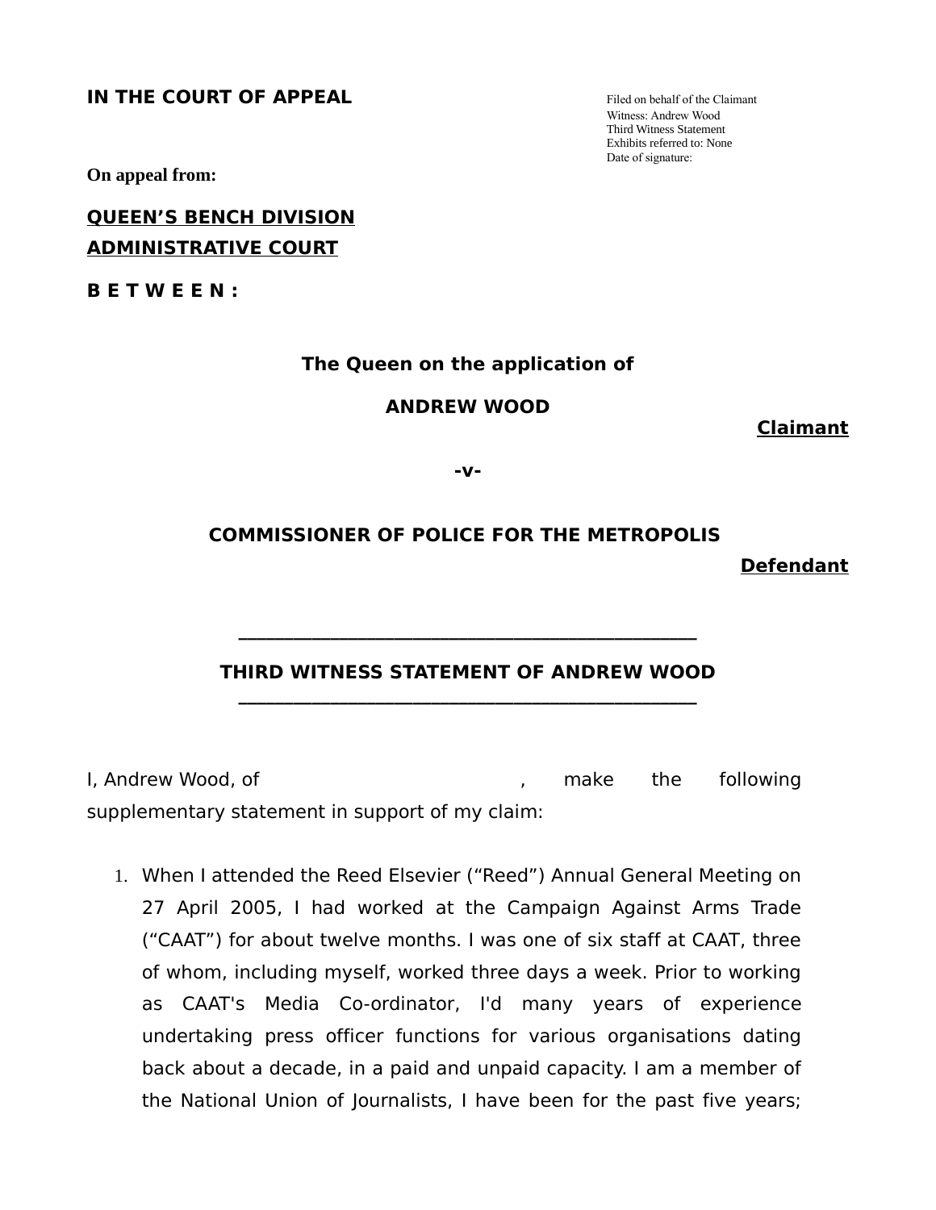**IN THE COURT OF APPEAL**

Filed on behalf of the Claimant
Witness: Andrew Wood
Third Witness Statement
Exhibits referred to: None
Date of signature:

**On appeal from:**

**<u>QUEEN'S BENCH DIVISION</u>**
**<u>ADMINISTRATIVE COURT</u>**

**B E T W E E N :**

**The Queen on the application of**

**ANDREW WOOD**

**<u>Claimant</u>**

**-v-**

**COMMISSIONER OF POLICE FOR THE METROPOLIS**

**<u>Defendant</u>**

---

**THIRD WITNESS STATEMENT OF ANDREW WOOD**

---

I, Andrew Wood, of , make the following supplementary statement in support of my claim:

1. When I attended the Reed Elsevier ("Reed") Annual General Meeting on 27 April 2005, I had worked at the Campaign Against Arms Trade ("CAAT") for about twelve months. I was one of six staff at CAAT, three of whom, including myself, worked three days a week. Prior to working as CAAT's Media Co-ordinator, I'd many years of experience undertaking press officer functions for various organisations dating back about a decade, in a paid and unpaid capacity. I am a member of the National Union of Journalists, I have been for the past five years;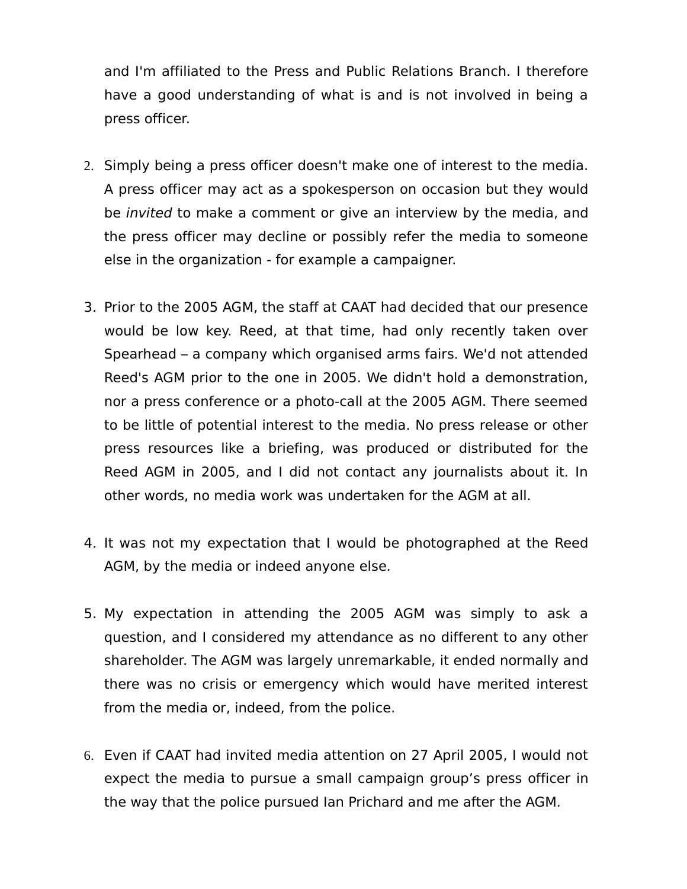and I'm affiliated to the Press and Public Relations Branch. I therefore have a good understanding of what is and is not involved in being a press officer.

2. Simply being a press officer doesn't make one of interest to the media. A press officer may act as a spokesperson on occasion but they would be *invited* to make a comment or give an interview by the media, and the press officer may decline or possibly refer the media to someone else in the organization - for example a campaigner.

3. Prior to the 2005 AGM, the staff at CAAT had decided that our presence would be low key. Reed, at that time, had only recently taken over Spearhead – a company which organised arms fairs. We'd not attended Reed's AGM prior to the one in 2005. We didn't hold a demonstration, nor a press conference or a photo-call at the 2005 AGM. There seemed to be little of potential interest to the media. No press release or other press resources like a briefing, was produced or distributed for the Reed AGM in 2005, and I did not contact any journalists about it. In other words, no media work was undertaken for the AGM at all.

4. It was not my expectation that I would be photographed at the Reed AGM, by the media or indeed anyone else.

5. My expectation in attending the 2005 AGM was simply to ask a question, and I considered my attendance as no different to any other shareholder. The AGM was largely unremarkable, it ended normally and there was no crisis or emergency which would have merited interest from the media or, indeed, from the police.

6. Even if CAAT had invited media attention on 27 April 2005, I would not expect the media to pursue a small campaign group's press officer in the way that the police pursued Ian Prichard and me after the AGM.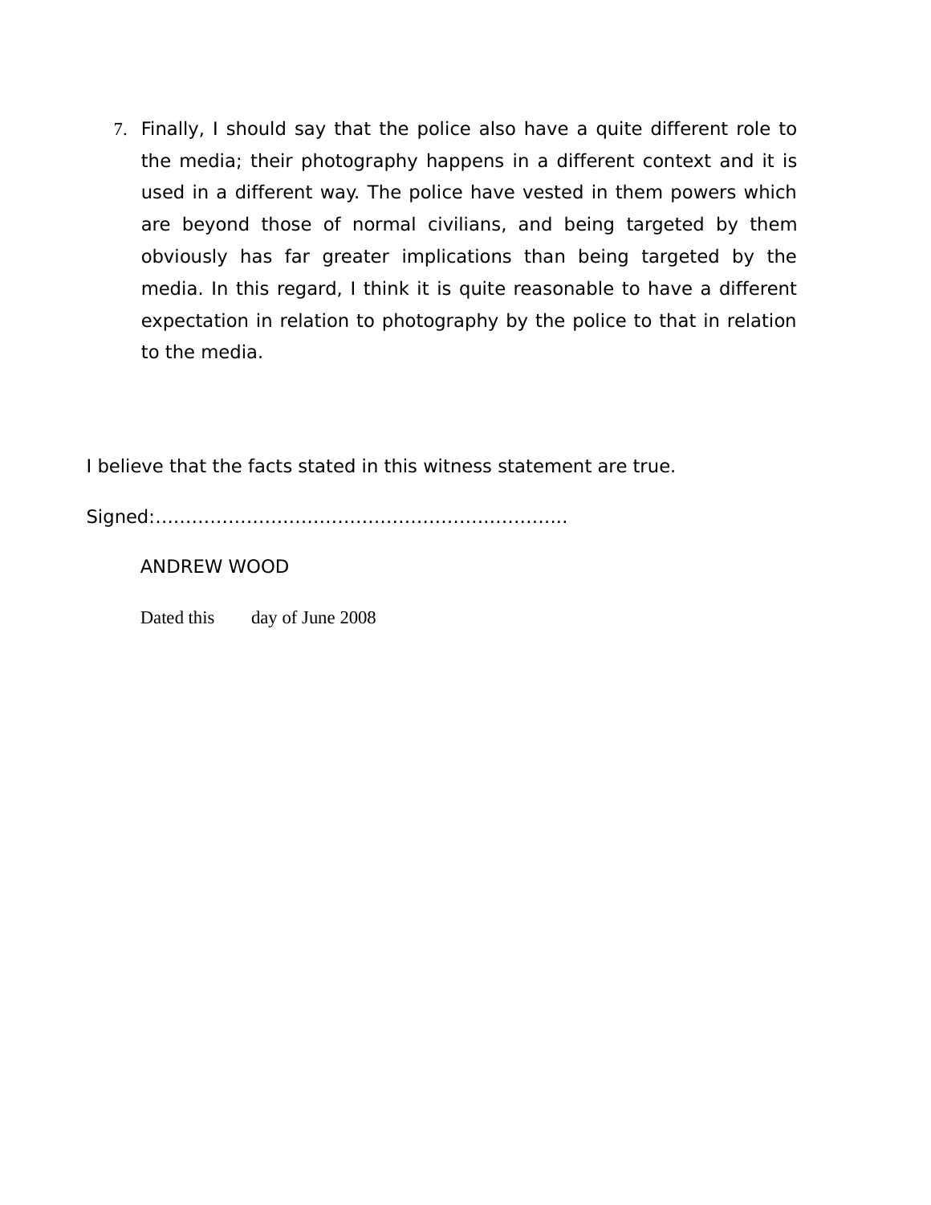7. Finally, I should say that the police also have a quite different role to the media; their photography happens in a different context and it is used in a different way. The police have vested in them powers which are beyond those of normal civilians, and being targeted by them obviously has far greater implications than being targeted by the media. In this regard, I think it is quite reasonable to have a different expectation in relation to photography by the police to that in relation to the media.

I believe that the facts stated in this witness statement are true.

Signed:………………………………………………………….

ANDREW WOOD

Dated this day of June 2008